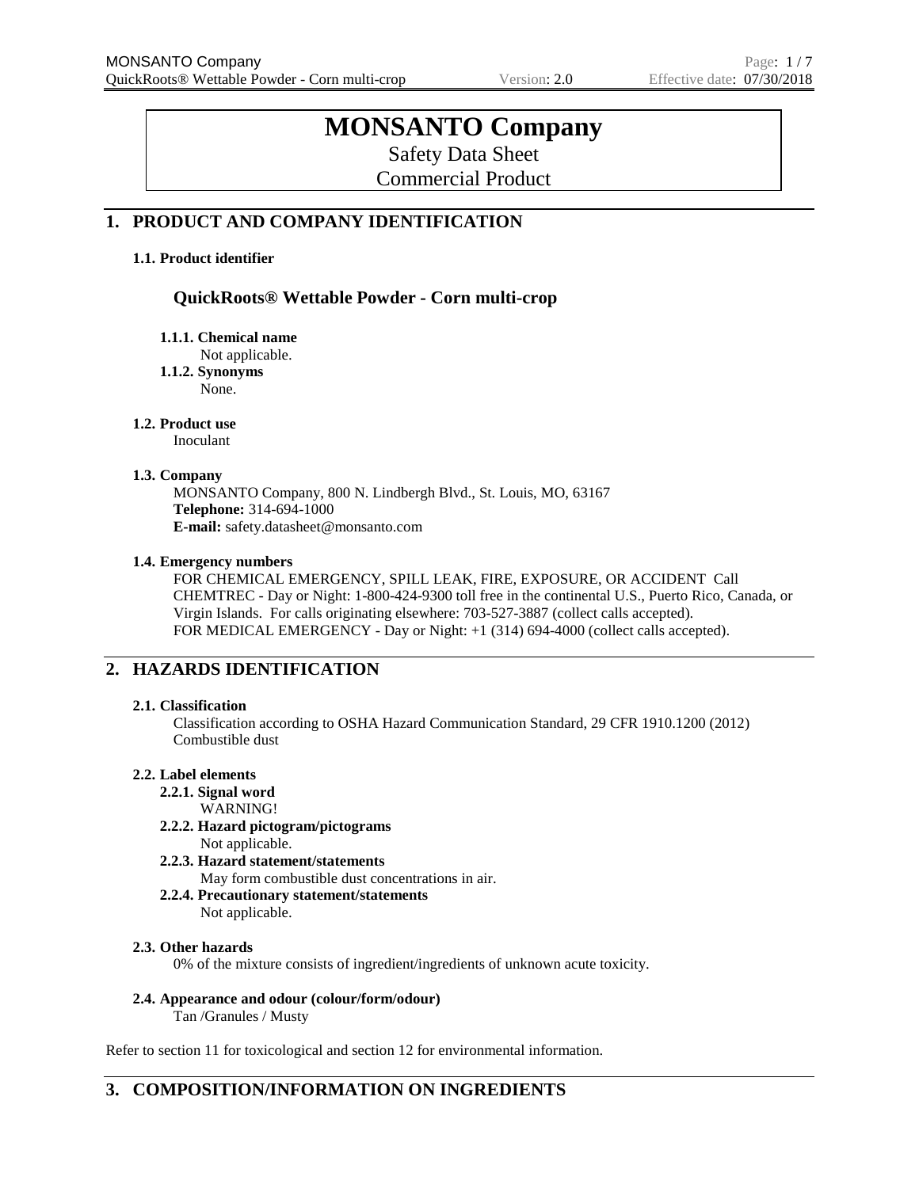# MONSANTO Company

Safety Data Sheet

Commercial Product

## 1. PRODUCT AND COMPANY IDENTIFICATION

### 1.1. Product identifier

### QuickRoots® Wettable Powder - Corn multi-crop

**1.1.1. Chemical name**

Not applicable.

**1.1.2. Synonyms**

None.

### 1.2. Product use

Inoculant

### 1.3. Company

MONSANTO Company, 800 N. Lindbergh Blvd., St. Louis, MO, 63167
**Telephone:** 314-694-1000
**E-mail:** safety.datasheet@monsanto.com

### 1.4. Emergency numbers

FOR CHEMICAL EMERGENCY, SPILL LEAK, FIRE, EXPOSURE, OR ACCIDENT Call CHEMTREC - Day or Night: 1-800-424-9300 toll free in the continental U.S., Puerto Rico, Canada, or Virgin Islands. For calls originating elsewhere: 703-527-3887 (collect calls accepted).
FOR MEDICAL EMERGENCY - Day or Night: +1 (314) 694-4000 (collect calls accepted).

## 2. HAZARDS IDENTIFICATION

### 2.1. Classification

Classification according to OSHA Hazard Communication Standard, 29 CFR 1910.1200 (2012)
Combustible dust

### 2.2. Label elements

**2.2.1. Signal word**

WARNING!

**2.2.2. Hazard pictogram/pictograms**

Not applicable.

**2.2.3. Hazard statement/statements**

May form combustible dust concentrations in air.

**2.2.4. Precautionary statement/statements**

Not applicable.

### 2.3. Other hazards

0% of the mixture consists of ingredient/ingredients of unknown acute toxicity.

### 2.4. Appearance and odour (colour/form/odour)

Tan /Granules / Musty

Refer to section 11 for toxicological and section 12 for environmental information.

## 3. COMPOSITION/INFORMATION ON INGREDIENTS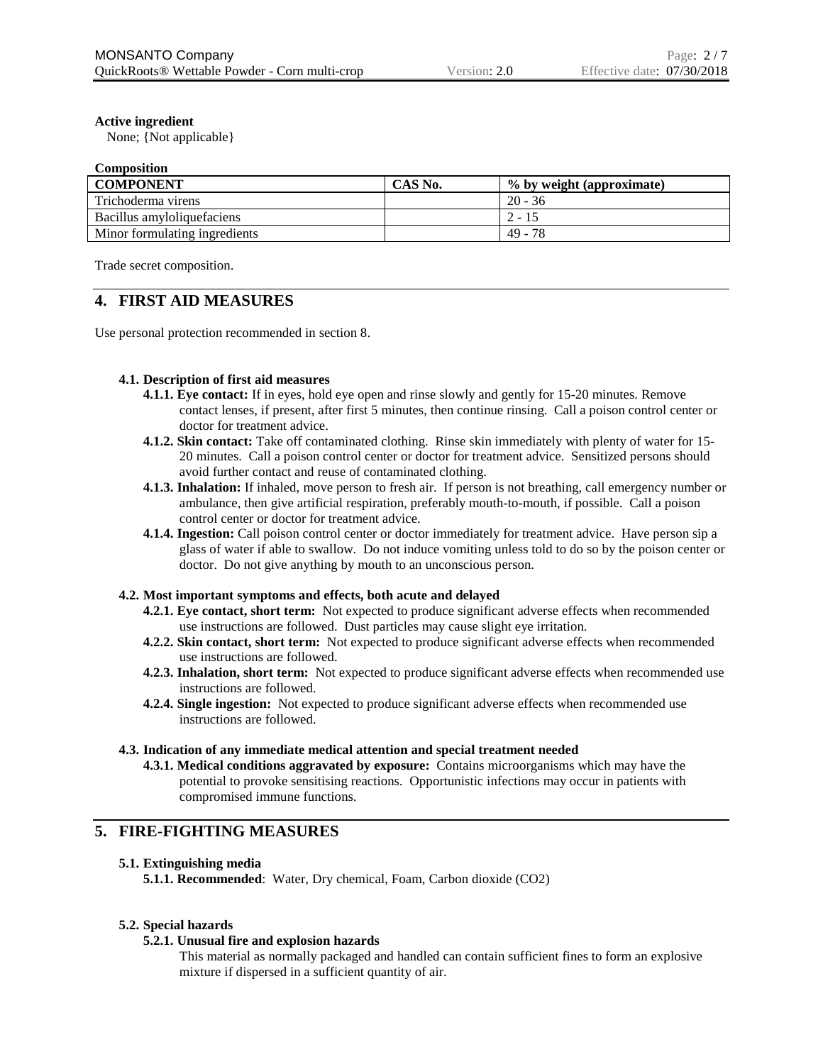**Active ingredient**

None; {Not applicable}

**Composition**

| COMPONENT | CAS No. | % by weight (approximate) |
|---|---|---|
| Trichoderma virens | | 20 - 36 |
| Bacillus amyloliquefaciens | | 2 - 15 |
| Minor formulating ingredients | | 49 - 78 |

Trade secret composition.

## 4. FIRST AID MEASURES

Use personal protection recommended in section 8.

### 4.1. Description of first aid measures

**4.1.1. Eye contact:** If in eyes, hold eye open and rinse slowly and gently for 15-20 minutes. Remove contact lenses, if present, after first 5 minutes, then continue rinsing. Call a poison control center or doctor for treatment advice.

**4.1.2. Skin contact:** Take off contaminated clothing. Rinse skin immediately with plenty of water for 15-20 minutes. Call a poison control center or doctor for treatment advice. Sensitized persons should avoid further contact and reuse of contaminated clothing.

**4.1.3. Inhalation:** If inhaled, move person to fresh air. If person is not breathing, call emergency number or ambulance, then give artificial respiration, preferably mouth-to-mouth, if possible. Call a poison control center or doctor for treatment advice.

**4.1.4. Ingestion:** Call poison control center or doctor immediately for treatment advice. Have person sip a glass of water if able to swallow. Do not induce vomiting unless told to do so by the poison center or doctor. Do not give anything by mouth to an unconscious person.

### 4.2. Most important symptoms and effects, both acute and delayed

**4.2.1. Eye contact, short term:** Not expected to produce significant adverse effects when recommended use instructions are followed. Dust particles may cause slight eye irritation.

**4.2.2. Skin contact, short term:** Not expected to produce significant adverse effects when recommended use instructions are followed.

**4.2.3. Inhalation, short term:** Not expected to produce significant adverse effects when recommended use instructions are followed.

**4.2.4. Single ingestion:** Not expected to produce significant adverse effects when recommended use instructions are followed.

### 4.3. Indication of any immediate medical attention and special treatment needed

**4.3.1. Medical conditions aggravated by exposure:** Contains microorganisms which may have the potential to provoke sensitising reactions. Opportunistic infections may occur in patients with compromised immune functions.

## 5. FIRE-FIGHTING MEASURES

### 5.1. Extinguishing media

**5.1.1. Recommended**: Water, Dry chemical, Foam, Carbon dioxide ($CO_2$)

### 5.2. Special hazards

**5.2.1. Unusual fire and explosion hazards**

This material as normally packaged and handled can contain sufficient fines to form an explosive mixture if dispersed in a sufficient quantity of air.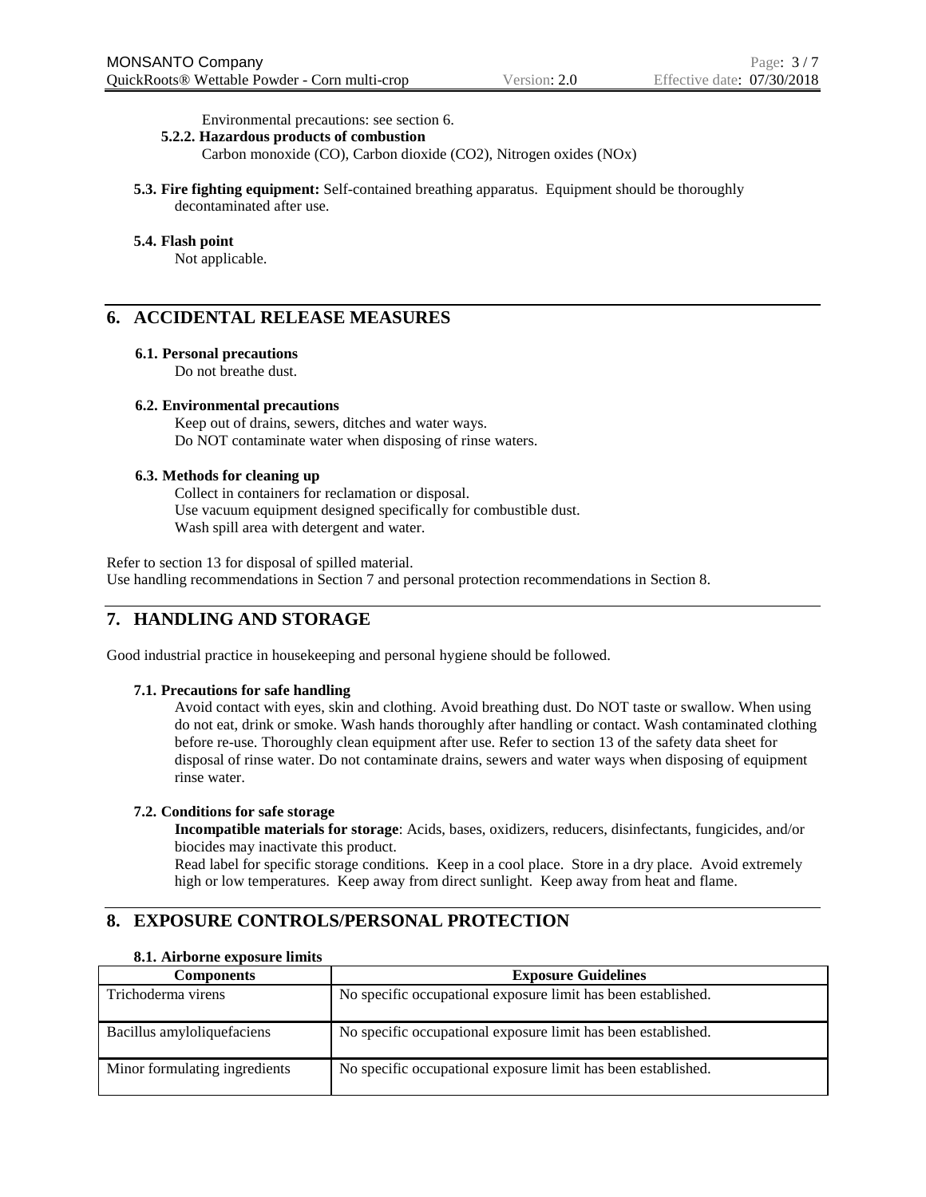Environmental precautions: see section 6.

**5.2.2. Hazardous products of combustion**

Carbon monoxide (CO), Carbon dioxide ($CO_2$), Nitrogen oxides ($NO_x$)

**5.3. Fire fighting equipment:** Self-contained breathing apparatus. Equipment should be thoroughly decontaminated after use.

**5.4. Flash point**

Not applicable.

## 6. ACCIDENTAL RELEASE MEASURES

**6.1. Personal precautions**

Do not breathe dust.

**6.2. Environmental precautions**

Keep out of drains, sewers, ditches and water ways.
Do NOT contaminate water when disposing of rinse waters.

**6.3. Methods for cleaning up**

Collect in containers for reclamation or disposal.
Use vacuum equipment designed specifically for combustible dust.
Wash spill area with detergent and water.

Refer to section 13 for disposal of spilled material.
Use handling recommendations in Section 7 and personal protection recommendations in Section 8.

## 7. HANDLING AND STORAGE

Good industrial practice in housekeeping and personal hygiene should be followed.

**7.1. Precautions for safe handling**

Avoid contact with eyes, skin and clothing. Avoid breathing dust. Do NOT taste or swallow. When using do not eat, drink or smoke. Wash hands thoroughly after handling or contact. Wash contaminated clothing before re-use. Thoroughly clean equipment after use. Refer to section 13 of the safety data sheet for disposal of rinse water. Do not contaminate drains, sewers and water ways when disposing of equipment rinse water.

**7.2. Conditions for safe storage**

**Incompatible materials for storage**: Acids, bases, oxidizers, reducers, disinfectants, fungicides, and/or biocides may inactivate this product.
Read label for specific storage conditions. Keep in a cool place. Store in a dry place. Avoid extremely high or low temperatures. Keep away from direct sunlight. Keep away from heat and flame.

## 8. EXPOSURE CONTROLS/PERSONAL PROTECTION

**8.1. Airborne exposure limits**

| Components | Exposure Guidelines |
|---|---|
| Trichoderma virens | No specific occupational exposure limit has been established. |
| Bacillus amyloliquefaciens | No specific occupational exposure limit has been established. |
| Minor formulating ingredients | No specific occupational exposure limit has been established. |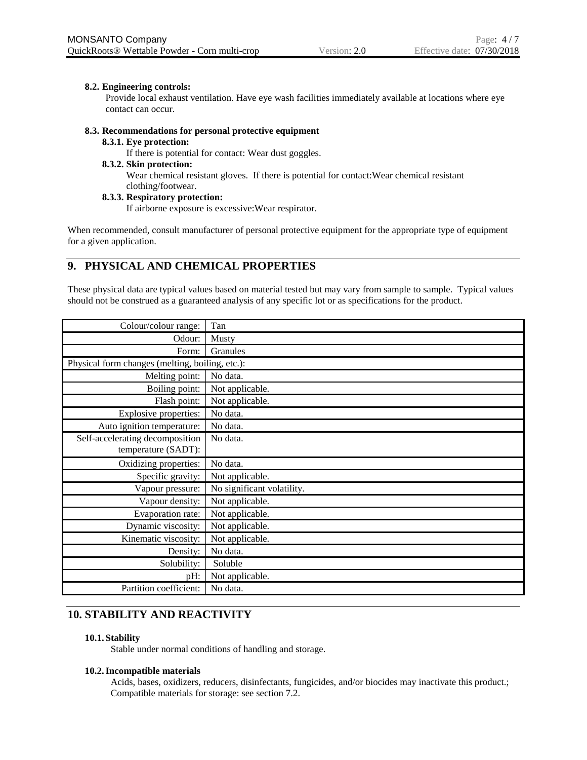### 8.2. Engineering controls:

Provide local exhaust ventilation. Have eye wash facilities immediately available at locations where eye contact can occur.

### 8.3. Recommendations for personal protective equipment

#### 8.3.1. Eye protection:

If there is potential for contact: Wear dust goggles.

#### 8.3.2. Skin protection:

Wear chemical resistant gloves. If there is potential for contact:Wear chemical resistant clothing/footwear.

#### 8.3.3. Respiratory protection:

If airborne exposure is excessive:Wear respirator.

When recommended, consult manufacturer of personal protective equipment for the appropriate type of equipment for a given application.

## 9. PHYSICAL AND CHEMICAL PROPERTIES

These physical data are typical values based on material tested but may vary from sample to sample. Typical values should not be construed as a guaranteed analysis of any specific lot or as specifications for the product.

| | |
|---|---|
| Colour/colour range: | Tan |
| Odour: | Musty |
| Form: | Granules |
| Physical form changes (melting, boiling, etc.): | |
| Melting point: | No data. |
| Boiling point: | Not applicable. |
| Flash point: | Not applicable. |
| Explosive properties: | No data. |
| Auto ignition temperature: | No data. |
| Self-accelerating decomposition temperature (SADT): | No data. |
| Oxidizing properties: | No data. |
| Specific gravity: | Not applicable. |
| Vapour pressure: | No significant volatility. |
| Vapour density: | Not applicable. |
| Evaporation rate: | Not applicable. |
| Dynamic viscosity: | Not applicable. |
| Kinematic viscosity: | Not applicable. |
| Density: | No data. |
| Solubility: | Soluble |
| pH: | Not applicable. |
| Partition coefficient: | No data. |

## 10. STABILITY AND REACTIVITY

### 10.1. Stability

Stable under normal conditions of handling and storage.

### 10.2. Incompatible materials

Acids, bases, oxidizers, reducers, disinfectants, fungicides, and/or biocides may inactivate this product.; Compatible materials for storage: see section 7.2.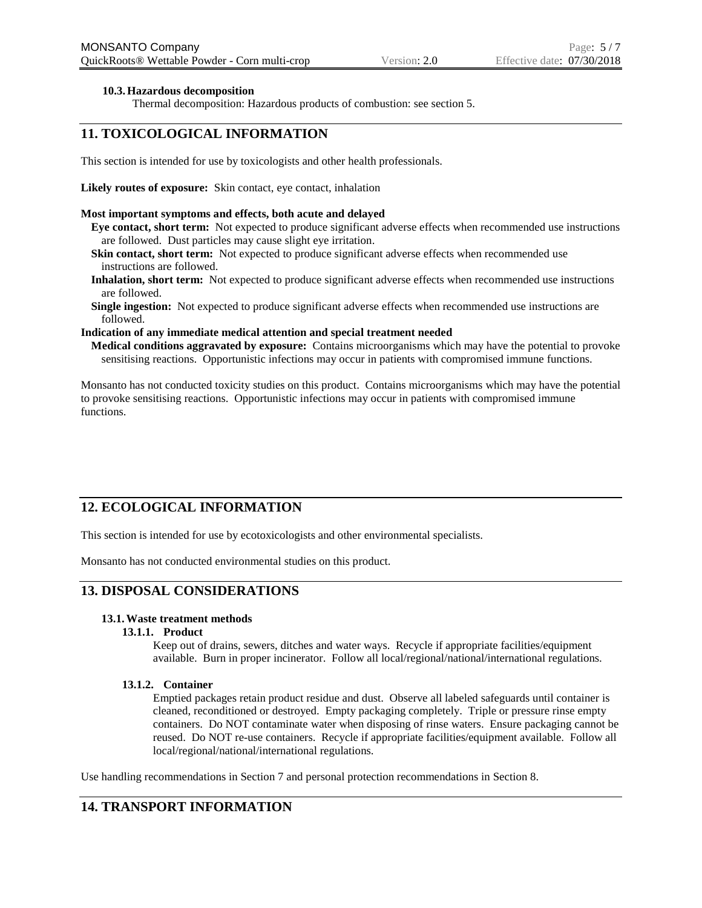### 10.3. Hazardous decomposition

Thermal decomposition: Hazardous products of combustion: see section 5.

## 11. TOXICOLOGICAL INFORMATION

This section is intended for use by toxicologists and other health professionals.

**Likely routes of exposure:** Skin contact, eye contact, inhalation

**Most important symptoms and effects, both acute and delayed**

**Eye contact, short term:** Not expected to produce significant adverse effects when recommended use instructions are followed. Dust particles may cause slight eye irritation.

**Skin contact, short term:** Not expected to produce significant adverse effects when recommended use instructions are followed.

**Inhalation, short term:** Not expected to produce significant adverse effects when recommended use instructions are followed.

**Single ingestion:** Not expected to produce significant adverse effects when recommended use instructions are followed.

**Indication of any immediate medical attention and special treatment needed**

**Medical conditions aggravated by exposure:** Contains microorganisms which may have the potential to provoke sensitising reactions. Opportunistic infections may occur in patients with compromised immune functions.

Monsanto has not conducted toxicity studies on this product. Contains microorganisms which may have the potential to provoke sensitising reactions. Opportunistic infections may occur in patients with compromised immune functions.

## 12. ECOLOGICAL INFORMATION

This section is intended for use by ecotoxicologists and other environmental specialists.

Monsanto has not conducted environmental studies on this product.

## 13. DISPOSAL CONSIDERATIONS

### 13.1. Waste treatment methods

#### 13.1.1. Product

Keep out of drains, sewers, ditches and water ways. Recycle if appropriate facilities/equipment available. Burn in proper incinerator. Follow all local/regional/national/international regulations.

#### 13.1.2. Container

Emptied packages retain product residue and dust. Observe all labeled safeguards until container is cleaned, reconditioned or destroyed. Empty packaging completely. Triple or pressure rinse empty containers. Do NOT contaminate water when disposing of rinse waters. Ensure packaging cannot be reused. Do NOT re-use containers. Recycle if appropriate facilities/equipment available. Follow all local/regional/national/international regulations.

Use handling recommendations in Section 7 and personal protection recommendations in Section 8.

## 14. TRANSPORT INFORMATION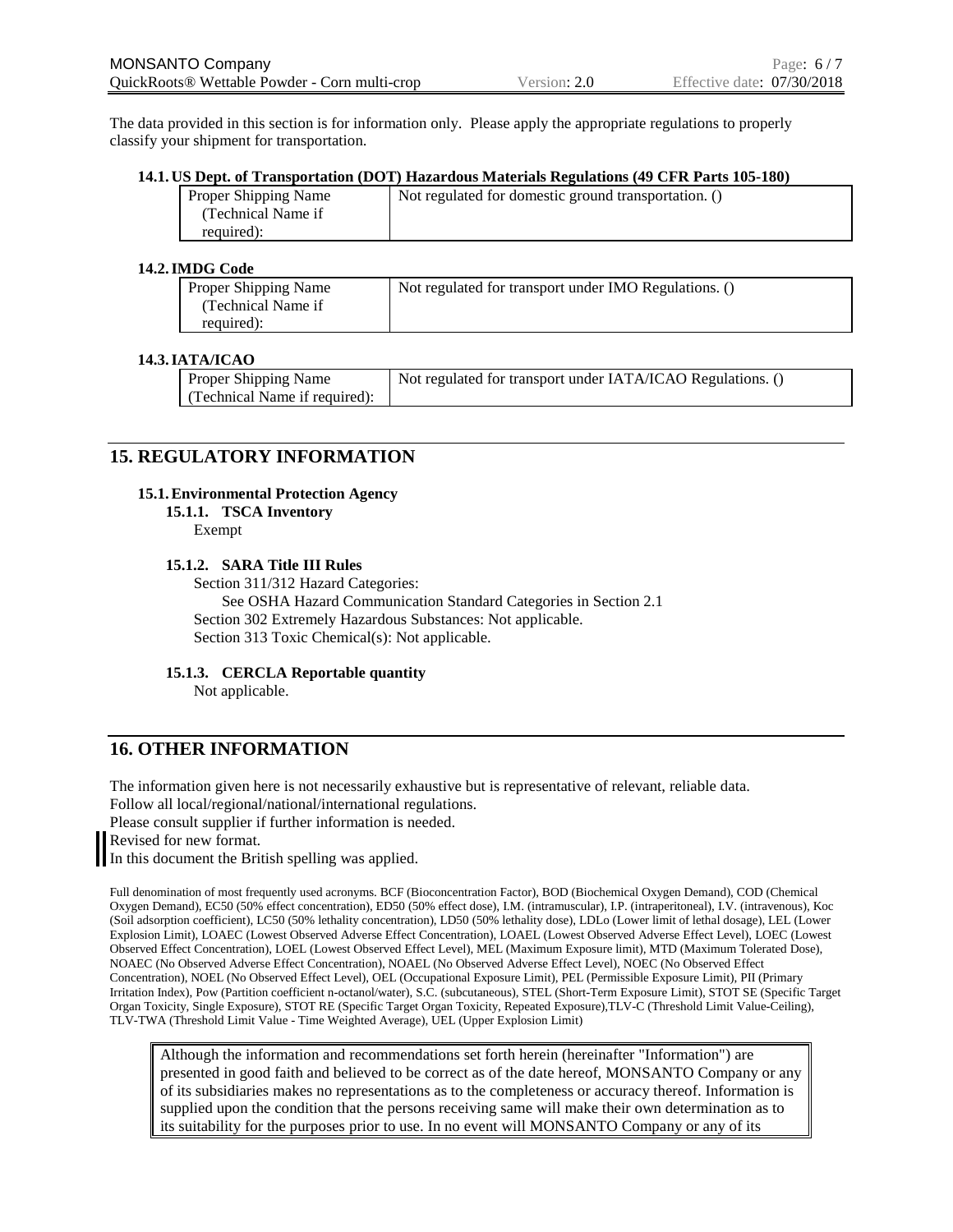The data provided in this section is for information only. Please apply the appropriate regulations to properly classify your shipment for transportation.

#### 14.1. US Dept. of Transportation (DOT) Hazardous Materials Regulations (49 CFR Parts 105-180)

| Proper Shipping Name (Technical Name if required): | Not regulated for domestic ground transportation. () |
|---|---|

#### 14.2. IMDG Code

| Proper Shipping Name (Technical Name if required): | Not regulated for transport under IMO Regulations. () |
|---|---|

#### 14.3. IATA/ICAO

| Proper Shipping Name (Technical Name if required): | Not regulated for transport under IATA/ICAO Regulations. () |
|---|---|

## 15. REGULATORY INFORMATION

### 15.1. Environmental Protection Agency

#### 15.1.1. TSCA Inventory

Exempt

#### 15.1.2. SARA Title III Rules

Section 311/312 Hazard Categories:

See OSHA Hazard Communication Standard Categories in Section 2.1

Section 302 Extremely Hazardous Substances: Not applicable.

Section 313 Toxic Chemical(s): Not applicable.

#### 15.1.3. CERCLA Reportable quantity

Not applicable.

## 16. OTHER INFORMATION

The information given here is not necessarily exhaustive but is representative of relevant, reliable data.
Follow all local/regional/national/international regulations.
Please consult supplier if further information is needed.
Revised for new format.
In this document the British spelling was applied.

Full denomination of most frequently used acronyms. BCF (Bioconcentration Factor), BOD (Biochemical Oxygen Demand), COD (Chemical Oxygen Demand), EC50 (50% effect concentration), ED50 (50% effect dose), I.M. (intramuscular), I.P. (intraperitoneal), I.V. (intravenous), Koc (Soil adsorption coefficient), LC50 (50% lethality concentration), LD50 (50% lethality dose), LDLo (Lower limit of lethal dosage), LEL (Lower Explosion Limit), LOAEC (Lowest Observed Adverse Effect Concentration), LOAEL (Lowest Observed Adverse Effect Level), LOEC (Lowest Observed Effect Concentration), LOEL (Lowest Observed Effect Level), MEL (Maximum Exposure limit), MTD (Maximum Tolerated Dose), NOAEC (No Observed Adverse Effect Concentration), NOAEL (No Observed Adverse Effect Level), NOEC (No Observed Effect Concentration), NOEL (No Observed Effect Level), OEL (Occupational Exposure Limit), PEL (Permissible Exposure Limit), PII (Primary Irritation Index), Pow (Partition coefficient n-octanol/water), S.C. (subcutaneous), STEL (Short-Term Exposure Limit), STOT SE (Specific Target Organ Toxicity, Single Exposure), STOT RE (Specific Target Organ Toxicity, Repeated Exposure),TLV-C (Threshold Limit Value-Ceiling), TLV-TWA (Threshold Limit Value - Time Weighted Average), UEL (Upper Explosion Limit)

Although the information and recommendations set forth herein (hereinafter "Information") are presented in good faith and believed to be correct as of the date hereof, MONSANTO Company or any of its subsidiaries makes no representations as to the completeness or accuracy thereof. Information is supplied upon the condition that the persons receiving same will make their own determination as to its suitability for the purposes prior to use. In no event will MONSANTO Company or any of its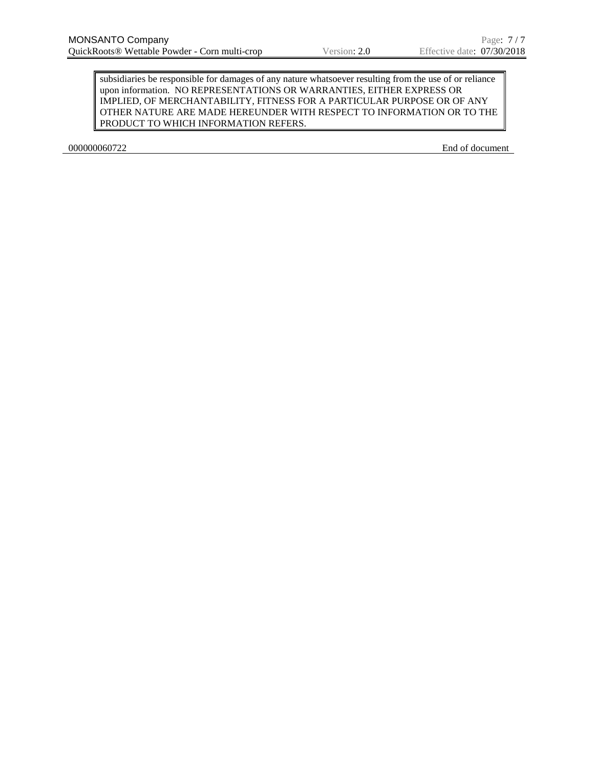subsidiaries be responsible for damages of any nature whatsoever resulting from the use of or reliance upon information. NO REPRESENTATIONS OR WARRANTIES, EITHER EXPRESS OR IMPLIED, OF MERCHANTABILITY, FITNESS FOR A PARTICULAR PURPOSE OR OF ANY OTHER NATURE ARE MADE HEREUNDER WITH RESPECT TO INFORMATION OR TO THE PRODUCT TO WHICH INFORMATION REFERS.

000000060722 End of document